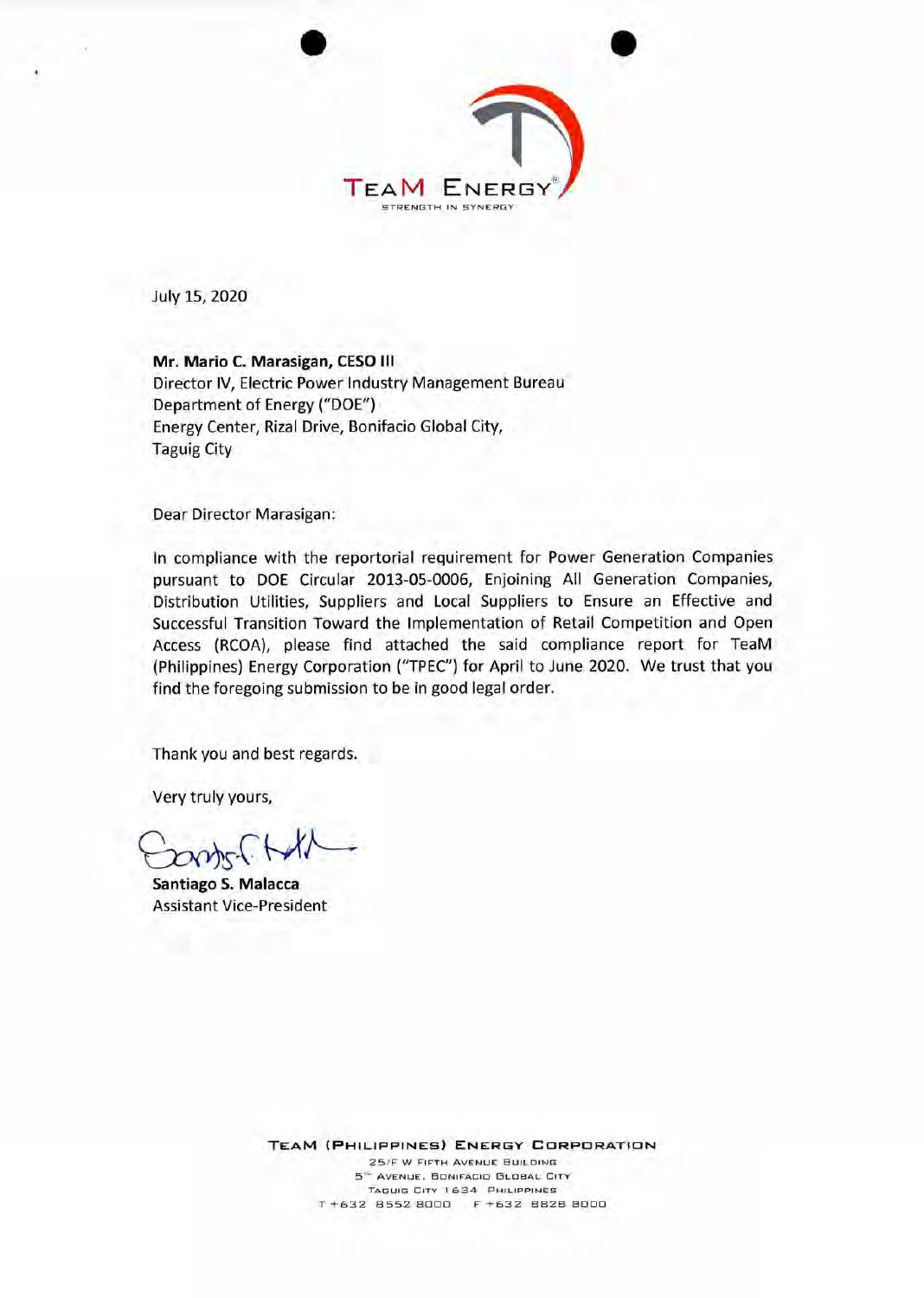TEAM ENERGY

STRENGTH IN SYNERGY

July 15, 2020

**Mr. Mario C. Marasigan, CESO III**
Director IV, Electric Power Industry Management Bureau
Department of Energy ("DOE")
Energy Center, Rizal Drive, Bonifacio Global City,
Taguig City

Dear Director Marasigan:

In compliance with the reportorial requirement for Power Generation Companies pursuant to DOE Circular 2013-05-0006, Enjoining All Generation Companies, Distribution Utilities, Suppliers and Local Suppliers to Ensure an Effective and Successful Transition Toward the Implementation of Retail Competition and Open Access (RCOA), please find attached the said compliance report for TeaM (Philippines) Energy Corporation ("TPEC") for April to June 2020. We trust that you find the foregoing submission to be in good legal order.

Thank you and best regards.

Very truly yours,

**Santiago S. Malacca**
Assistant Vice-President

TEAM (PHILIPPINES) ENERGY CORPORATION
25/F W Fifth Avenue Building
5th Avenue, Bonifacio Global City
Taguig City 1634 Philippines
T +632 8552 8000 F +632 8828 8000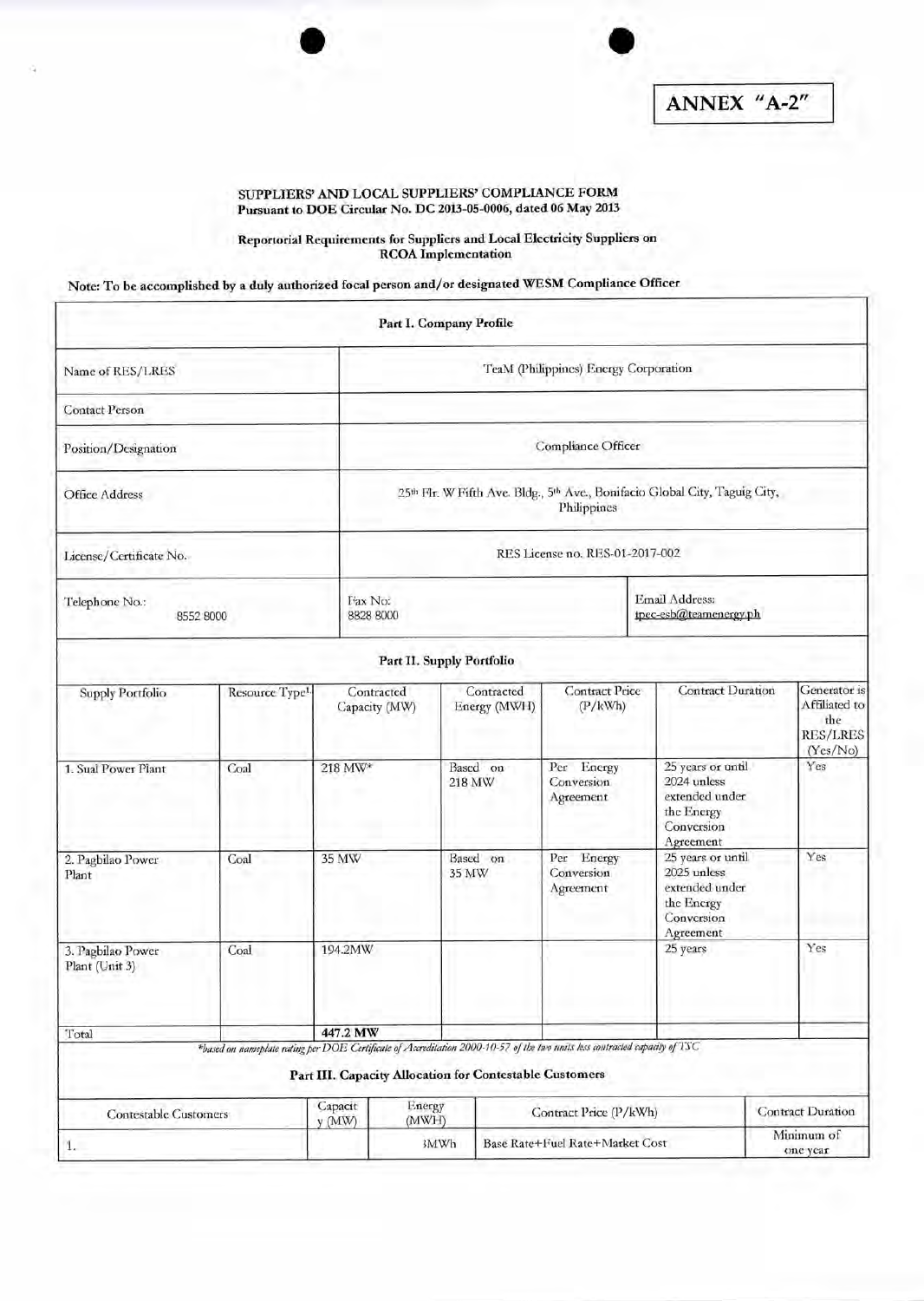**ANNEX "A-2"**

**SUPPLIERS' AND LOCAL SUPPLIERS' COMPLIANCE FORM**
**Pursuant to DOE Circular No. DC 2013-05-0006, dated 06 May 2013**

**Reportorial Requirements for Suppliers and Local Electricity Suppliers on RCOA Implementation**

**Note: To be accomplished by a duly authorized focal person and/or designated WESM Compliance Officer**

**Part I. Company Profile**

| | | |
|---|---|---|
| Name of RES/LRES | TeaM (Philippines) Energy Corporation | |
| Contact Person | | |
| Position/Designation | Compliance Officer | |
| Office Address | 25th Flr. W Fifth Ave. Bldg., 5th Ave., Bonifacio Global City, Taguig City, Philippines | |
| License/Certificate No. | RES License no. RES-01-2017-002 | |
| Telephone No.: 8552 8000 | Fax No: 8828 8000 | Email Address: tpec-esb@teamenergy.ph |

**Part II. Supply Portfolio**

| Supply Portfolio | Resource Type[1] | Contracted Capacity (MW) | Contracted Energy (MWH) | Contract Price (P/kWh) | Contract Duration | Generator is Affiliated to the RES/LRES (Yes/No) |
|---|---|---|---|---|---|---|
| 1. Sual Power Plant | Coal | 218 MW* | Based on 218 MW | Per Energy Conversion Agreement | 25 years or until 2024 unless extended under the Energy Conversion Agreement | Yes |
| 2. Pagbilao Power Plant | Coal | 35 MW | Based on 35 MW | Per Energy Conversion Agreement | 25 years or until 2025 unless extended under the Energy Conversion Agreement | Yes |
| 3. Pagbilao Power Plant (Unit 3) | Coal | 194.2MW | | | 25 years | Yes |
| Total | | **447.2 MW** | | | | |

*\*based on nameplate rating per DOE Certificate of Accreditation 2000-10-57 of the two units less contracted capacity of TSC*

**Part III. Capacity Allocation for Contestable Customers**

| Contestable Customers | Capacity (MW) | Energy (MWH) | Contract Price (P/kWh) | Contract Duration |
|---|---|---|---|---|
| 1. | | 3MWh | Base Rate+Fuel Rate+Market Cost | Minimum of one year |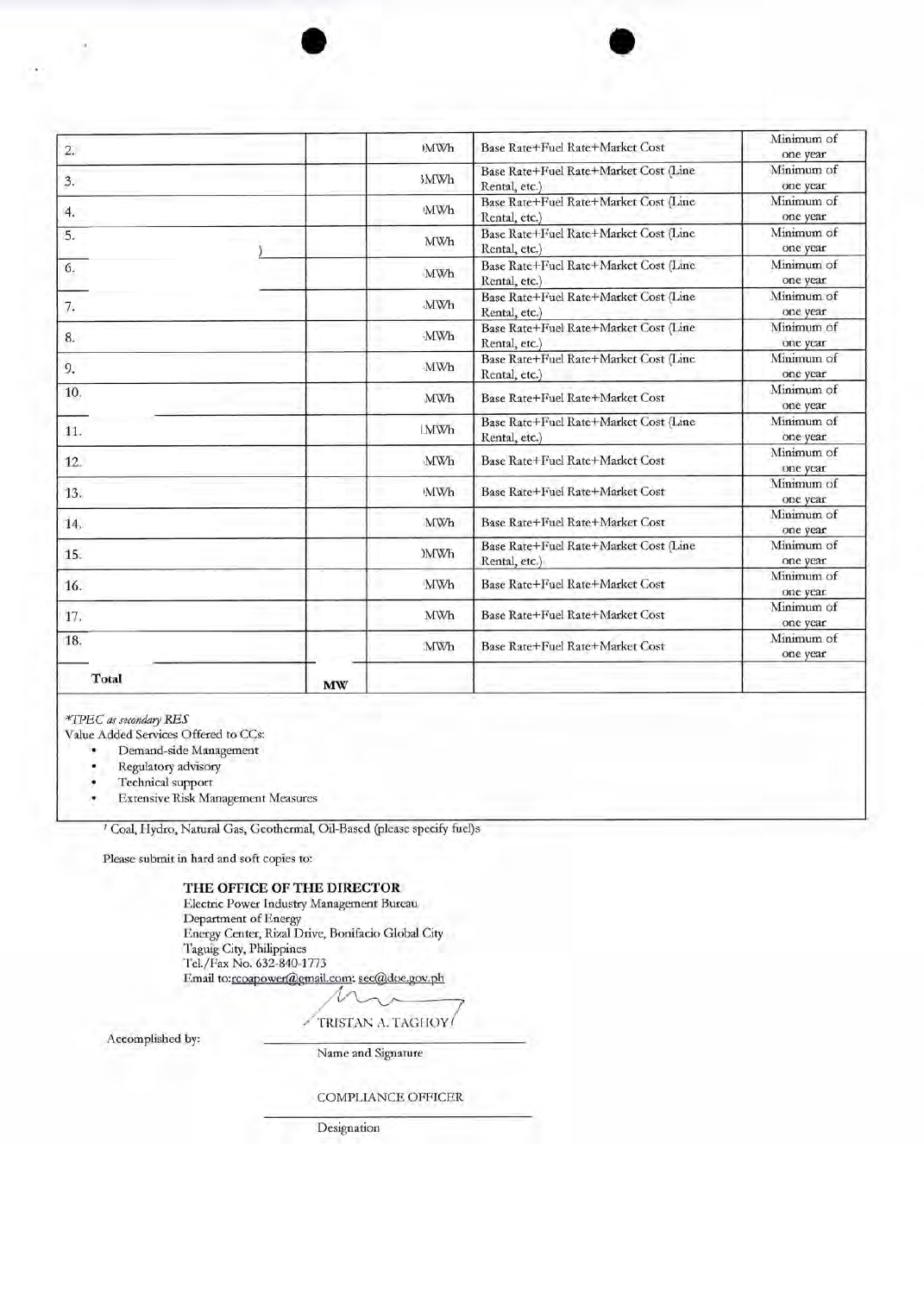| | | | | |
|---|---|---|---|---|
| 2. | | MWh | Base Rate+Fuel Rate+Market Cost | Minimum of one year |
| 3. | | MWh | Base Rate+Fuel Rate+Market Cost (Line Rental, etc.) | Minimum of one year |
| 4. | | MWh | Base Rate+Fuel Rate+Market Cost (Line Rental, etc.) | Minimum of one year |
| 5. ) | | MWh | Base Rate+Fuel Rate+Market Cost (Line Rental, etc.) | Minimum of one year |
| 6. | | MWh | Base Rate+Fuel Rate+Market Cost (Line Rental, etc.) | Minimum of one year |
| 7. | | MWh | Base Rate+Fuel Rate+Market Cost (Line Rental, etc.) | Minimum of one year |
| 8. | | MWh | Base Rate+Fuel Rate+Market Cost (Line Rental, etc.) | Minimum of one year |
| 9. | | MWh | Base Rate+Fuel Rate+Market Cost (Line Rental, etc.) | Minimum of one year |
| 10. | | MWh | Base Rate+Fuel Rate+Market Cost | Minimum of one year |
| 11. | | MWh | Base Rate+Fuel Rate+Market Cost (Line Rental, etc.) | Minimum of one year |
| 12. | | MWh | Base Rate+Fuel Rate+Market Cost | Minimum of one year |
| 13. | | MWh | Base Rate+Fuel Rate+Market Cost | Minimum of one year |
| 14. | | MWh | Base Rate+Fuel Rate+Market Cost | Minimum of one year |
| 15. | | MWh | Base Rate+Fuel Rate+Market Cost (Line Rental, etc.) | Minimum of one year |
| 16. | | MWh | Base Rate+Fuel Rate+Market Cost | Minimum of one year |
| 17. | | MWh | Base Rate+Fuel Rate+Market Cost | Minimum of one year |
| 18. | | MWh | Base Rate+Fuel Rate+Market Cost | Minimum of one year |
| **Total** | **MW** | | | |

*\*TPEC as secondary RES*

Value Added Services Offered to CCs:

- Demand-side Management
- Regulatory advisory
- Technical support
- Extensive Risk Management Measures

[7] Coal, Hydro, Natural Gas, Geothermal, Oil-Based (please specify fuel)s

Please submit in hard and soft copies to:

**THE OFFICE OF THE DIRECTOR**
Electric Power Industry Management Bureau
Department of Energy
Energy Center, Rizal Drive, Bonifacio Global City
Taguig City, Philippines
Tel./Fax No. 632-840-1773
Email to: rcoapower@gmail.com; sec@doe.gov.ph

Accomplished by: TRISTAN A. TAGHOY

Name and Signature

COMPLIANCE OFFICER

Designation